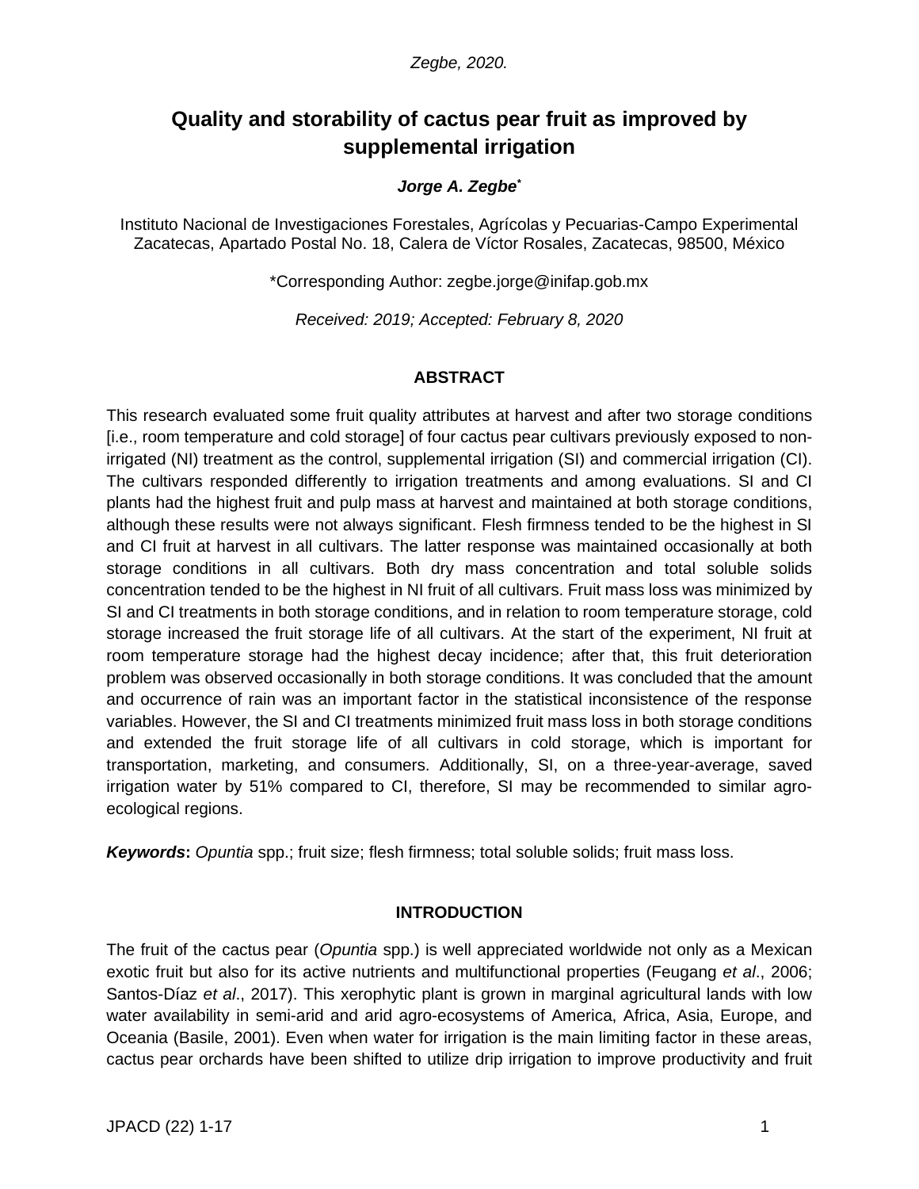# Quality and storability of cactus pear fruit as improved by supplemental irrigation

***Jorge A. Zegbe****

Instituto Nacional de Investigaciones Forestales, Agrícolas y Pecuarias-Campo Experimental Zacatecas, Apartado Postal No. 18, Calera de Víctor Rosales, Zacatecas, 98500, México

*Corresponding Author: zegbe.jorge@inifap.gob.mx

*Received: 2019; Accepted: February 8, 2020*

## ABSTRACT

This research evaluated some fruit quality attributes at harvest and after two storage conditions [i.e., room temperature and cold storage] of four cactus pear cultivars previously exposed to non-irrigated (NI) treatment as the control, supplemental irrigation (SI) and commercial irrigation (CI). The cultivars responded differently to irrigation treatments and among evaluations. SI and CI plants had the highest fruit and pulp mass at harvest and maintained at both storage conditions, although these results were not always significant. Flesh firmness tended to be the highest in SI and CI fruit at harvest in all cultivars. The latter response was maintained occasionally at both storage conditions in all cultivars. Both dry mass concentration and total soluble solids concentration tended to be the highest in NI fruit of all cultivars. Fruit mass loss was minimized by SI and CI treatments in both storage conditions, and in relation to room temperature storage, cold storage increased the fruit storage life of all cultivars. At the start of the experiment, NI fruit at room temperature storage had the highest decay incidence; after that, this fruit deterioration problem was observed occasionally in both storage conditions. It was concluded that the amount and occurrence of rain was an important factor in the statistical inconsistence of the response variables. However, the SI and CI treatments minimized fruit mass loss in both storage conditions and extended the fruit storage life of all cultivars in cold storage, which is important for transportation, marketing, and consumers. Additionally, SI, on a three-year-average, saved irrigation water by 51% compared to CI, therefore, SI may be recommended to similar agro-ecological regions.

***Keywords*:** *Opuntia* spp.; fruit size; flesh firmness; total soluble solids; fruit mass loss.

## INTRODUCTION

The fruit of the cactus pear (*Opuntia* spp.) is well appreciated worldwide not only as a Mexican exotic fruit but also for its active nutrients and multifunctional properties (Feugang *et al*., 2006; Santos-Díaz *et al*., 2017). This xerophytic plant is grown in marginal agricultural lands with low water availability in semi-arid and arid agro-ecosystems of America, Africa, Asia, Europe, and Oceania (Basile, 2001). Even when water for irrigation is the main limiting factor in these areas, cactus pear orchards have been shifted to utilize drip irrigation to improve productivity and fruit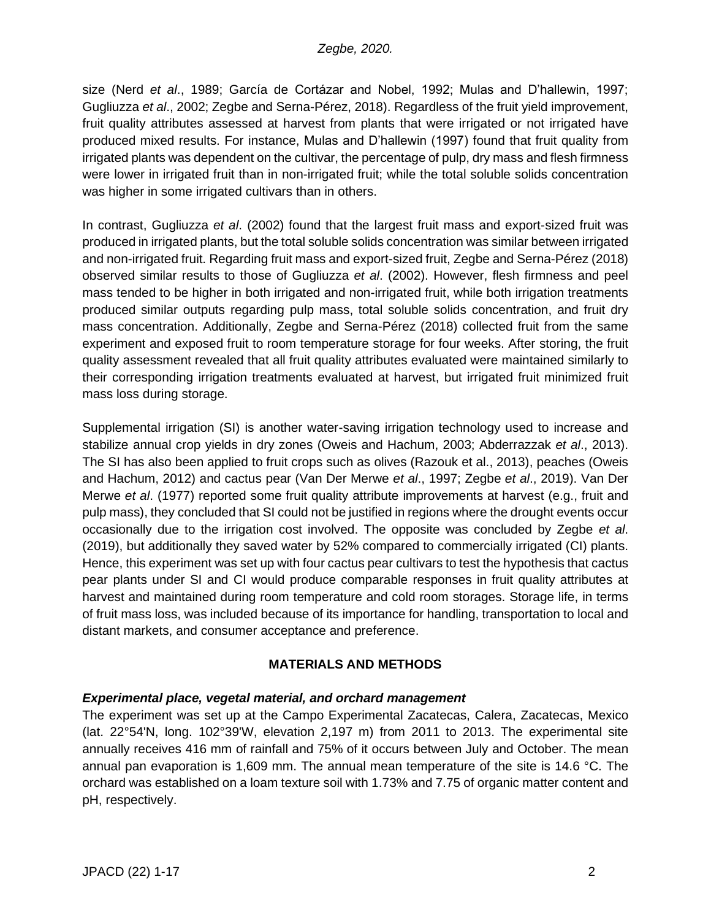size (Nerd *et al*., 1989; García de Cortázar and Nobel, 1992; Mulas and D'hallewin, 1997; Gugliuzza *et al*., 2002; Zegbe and Serna-Pérez, 2018). Regardless of the fruit yield improvement, fruit quality attributes assessed at harvest from plants that were irrigated or not irrigated have produced mixed results. For instance, Mulas and D'hallewin (1997) found that fruit quality from irrigated plants was dependent on the cultivar, the percentage of pulp, dry mass and flesh firmness were lower in irrigated fruit than in non-irrigated fruit; while the total soluble solids concentration was higher in some irrigated cultivars than in others.

In contrast, Gugliuzza *et al*. (2002) found that the largest fruit mass and export-sized fruit was produced in irrigated plants, but the total soluble solids concentration was similar between irrigated and non-irrigated fruit. Regarding fruit mass and export-sized fruit, Zegbe and Serna-Pérez (2018) observed similar results to those of Gugliuzza *et al*. (2002). However, flesh firmness and peel mass tended to be higher in both irrigated and non-irrigated fruit, while both irrigation treatments produced similar outputs regarding pulp mass, total soluble solids concentration, and fruit dry mass concentration. Additionally, Zegbe and Serna-Pérez (2018) collected fruit from the same experiment and exposed fruit to room temperature storage for four weeks. After storing, the fruit quality assessment revealed that all fruit quality attributes evaluated were maintained similarly to their corresponding irrigation treatments evaluated at harvest, but irrigated fruit minimized fruit mass loss during storage.

Supplemental irrigation (SI) is another water-saving irrigation technology used to increase and stabilize annual crop yields in dry zones (Oweis and Hachum, 2003; Abderrazzak *et al*., 2013). The SI has also been applied to fruit crops such as olives (Razouk et al., 2013), peaches (Oweis and Hachum, 2012) and cactus pear (Van Der Merwe *et al*., 1997; Zegbe *et al*., 2019). Van Der Merwe *et al*. (1977) reported some fruit quality attribute improvements at harvest (e.g., fruit and pulp mass), they concluded that SI could not be justified in regions where the drought events occur occasionally due to the irrigation cost involved. The opposite was concluded by Zegbe *et al*. (2019), but additionally they saved water by 52% compared to commercially irrigated (CI) plants. Hence, this experiment was set up with four cactus pear cultivars to test the hypothesis that cactus pear plants under SI and CI would produce comparable responses in fruit quality attributes at harvest and maintained during room temperature and cold room storages. Storage life, in terms of fruit mass loss, was included because of its importance for handling, transportation to local and distant markets, and consumer acceptance and preference.

## MATERIALS AND METHODS

### *Experimental place, vegetal material, and orchard management*

The experiment was set up at the Campo Experimental Zacatecas, Calera, Zacatecas, Mexico (lat. 22°54'N, long. 102°39'W, elevation 2,197 m) from 2011 to 2013. The experimental site annually receives 416 mm of rainfall and 75% of it occurs between July and October. The mean annual pan evaporation is 1,609 mm. The annual mean temperature of the site is 14.6 °C. The orchard was established on a loam texture soil with 1.73% and 7.75 of organic matter content and pH, respectively.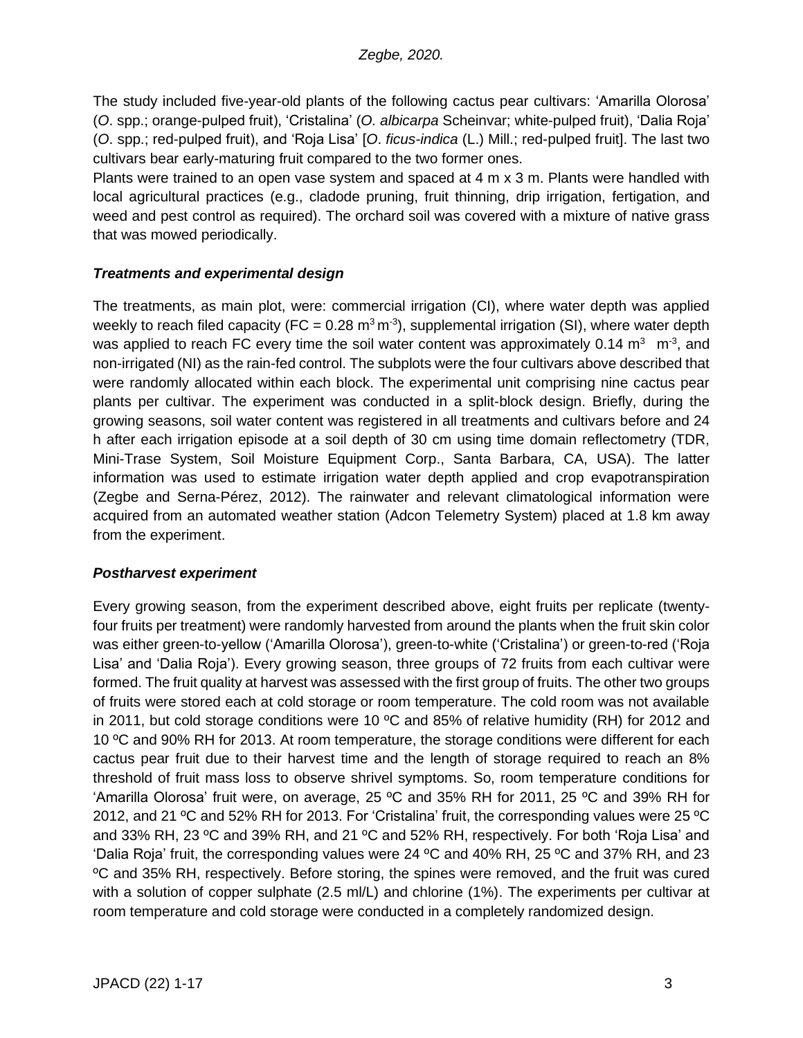The study included five-year-old plants of the following cactus pear cultivars: 'Amarilla Olorosa' (*O*. spp.; orange-pulped fruit), 'Cristalina' (*O. albicarpa* Scheinvar; white-pulped fruit), 'Dalia Roja' (*O*. spp.; red-pulped fruit), and 'Roja Lisa' [*O*. *ficus-indica* (L.) Mill.; red-pulped fruit]. The last two cultivars bear early-maturing fruit compared to the two former ones.

Plants were trained to an open vase system and spaced at 4 m x 3 m. Plants were handled with local agricultural practices (e.g., cladode pruning, fruit thinning, drip irrigation, fertigation, and weed and pest control as required). The orchard soil was covered with a mixture of native grass that was mowed periodically.

### *Treatments and experimental design*

The treatments, as main plot, were: commercial irrigation (CI), where water depth was applied weekly to reach filed capacity (FC = 0.28 $m^3 m^{-3}$), supplemental irrigation (SI), where water depth was applied to reach FC every time the soil water content was approximately 0.14 $m^3$ $m^{-3}$, and non-irrigated (NI) as the rain-fed control. The subplots were the four cultivars above described that were randomly allocated within each block. The experimental unit comprising nine cactus pear plants per cultivar. The experiment was conducted in a split-block design. Briefly, during the growing seasons, soil water content was registered in all treatments and cultivars before and 24 h after each irrigation episode at a soil depth of 30 cm using time domain reflectometry (TDR, Mini-Trase System, Soil Moisture Equipment Corp., Santa Barbara, CA, USA). The latter information was used to estimate irrigation water depth applied and crop evapotranspiration (Zegbe and Serna-Pérez, 2012). The rainwater and relevant climatological information were acquired from an automated weather station (Adcon Telemetry System) placed at 1.8 km away from the experiment.

### *Postharvest experiment*

Every growing season, from the experiment described above, eight fruits per replicate (twenty-four fruits per treatment) were randomly harvested from around the plants when the fruit skin color was either green-to-yellow ('Amarilla Olorosa'), green-to-white ('Cristalina') or green-to-red ('Roja Lisa' and 'Dalia Roja'). Every growing season, three groups of 72 fruits from each cultivar were formed. The fruit quality at harvest was assessed with the first group of fruits. The other two groups of fruits were stored each at cold storage or room temperature. The cold room was not available in 2011, but cold storage conditions were 10 ºC and 85% of relative humidity (RH) for 2012 and 10 ºC and 90% RH for 2013. At room temperature, the storage conditions were different for each cactus pear fruit due to their harvest time and the length of storage required to reach an 8% threshold of fruit mass loss to observe shrivel symptoms. So, room temperature conditions for 'Amarilla Olorosa' fruit were, on average, 25 ºC and 35% RH for 2011, 25 ºC and 39% RH for 2012, and 21 ºC and 52% RH for 2013. For 'Cristalina' fruit, the corresponding values were 25 ºC and 33% RH, 23 ºC and 39% RH, and 21 ºC and 52% RH, respectively. For both 'Roja Lisa' and 'Dalia Roja' fruit, the corresponding values were 24 ºC and 40% RH, 25 ºC and 37% RH, and 23 ºC and 35% RH, respectively. Before storing, the spines were removed, and the fruit was cured with a solution of copper sulphate (2.5 ml/L) and chlorine (1%). The experiments per cultivar at room temperature and cold storage were conducted in a completely randomized design.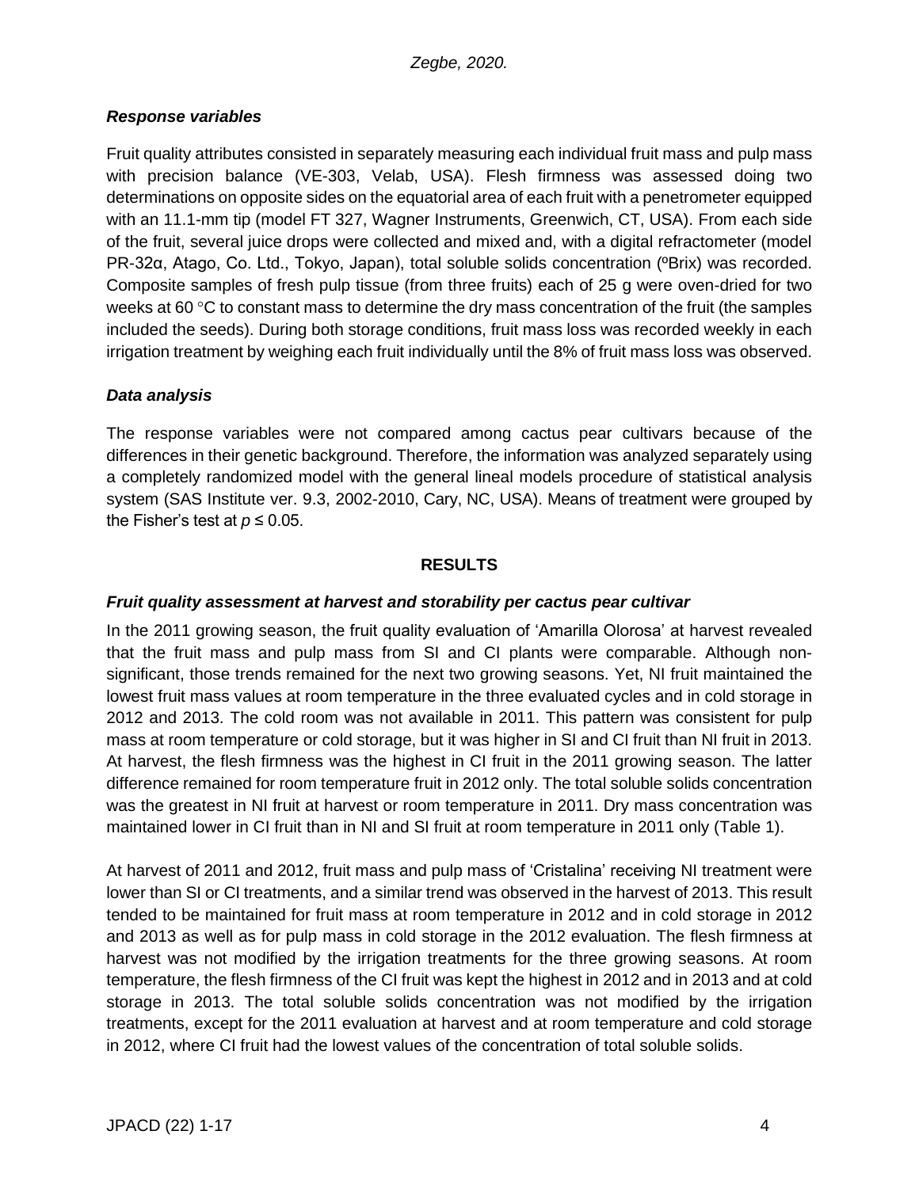### *Response variables*

Fruit quality attributes consisted in separately measuring each individual fruit mass and pulp mass with precision balance (VE-303, Velab, USA). Flesh firmness was assessed doing two determinations on opposite sides on the equatorial area of each fruit with a penetrometer equipped with an 11.1-mm tip (model FT 327, Wagner Instruments, Greenwich, CT, USA). From each side of the fruit, several juice drops were collected and mixed and, with a digital refractometer (model PR-32α, Atago, Co. Ltd., Tokyo, Japan), total soluble solids concentration (ºBrix) was recorded. Composite samples of fresh pulp tissue (from three fruits) each of 25 g were oven-dried for two weeks at 60 °C to constant mass to determine the dry mass concentration of the fruit (the samples included the seeds). During both storage conditions, fruit mass loss was recorded weekly in each irrigation treatment by weighing each fruit individually until the 8% of fruit mass loss was observed.

### *Data analysis*

The response variables were not compared among cactus pear cultivars because of the differences in their genetic background. Therefore, the information was analyzed separately using a completely randomized model with the general lineal models procedure of statistical analysis system (SAS Institute ver. 9.3, 2002-2010, Cary, NC, USA). Means of treatment were grouped by the Fisher's test at $p \leq 0.05$.

## RESULTS

### *Fruit quality assessment at harvest and storability per cactus pear cultivar*

In the 2011 growing season, the fruit quality evaluation of 'Amarilla Olorosa' at harvest revealed that the fruit mass and pulp mass from SI and CI plants were comparable. Although non-significant, those trends remained for the next two growing seasons. Yet, NI fruit maintained the lowest fruit mass values at room temperature in the three evaluated cycles and in cold storage in 2012 and 2013. The cold room was not available in 2011. This pattern was consistent for pulp mass at room temperature or cold storage, but it was higher in SI and CI fruit than NI fruit in 2013. At harvest, the flesh firmness was the highest in CI fruit in the 2011 growing season. The latter difference remained for room temperature fruit in 2012 only. The total soluble solids concentration was the greatest in NI fruit at harvest or room temperature in 2011. Dry mass concentration was maintained lower in CI fruit than in NI and SI fruit at room temperature in 2011 only (Table 1).

At harvest of 2011 and 2012, fruit mass and pulp mass of 'Cristalina' receiving NI treatment were lower than SI or CI treatments, and a similar trend was observed in the harvest of 2013. This result tended to be maintained for fruit mass at room temperature in 2012 and in cold storage in 2012 and 2013 as well as for pulp mass in cold storage in the 2012 evaluation. The flesh firmness at harvest was not modified by the irrigation treatments for the three growing seasons. At room temperature, the flesh firmness of the CI fruit was kept the highest in 2012 and in 2013 and at cold storage in 2013. The total soluble solids concentration was not modified by the irrigation treatments, except for the 2011 evaluation at harvest and at room temperature and cold storage in 2012, where CI fruit had the lowest values of the concentration of total soluble solids.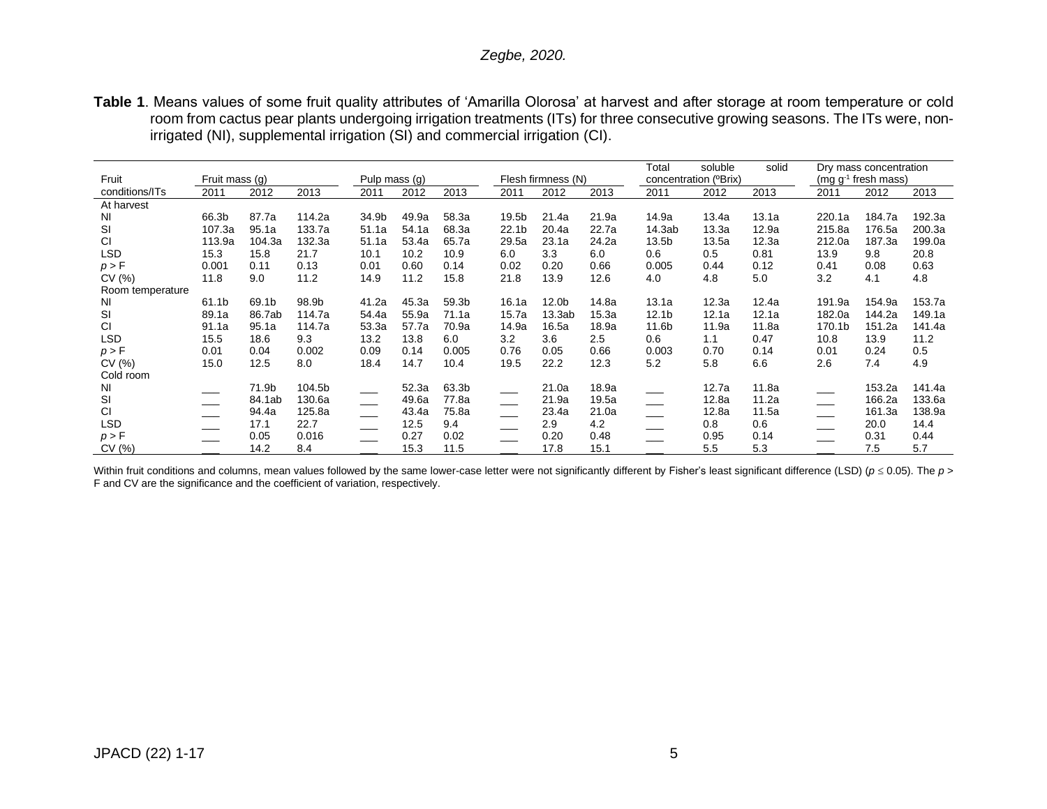**Table 1**. Means values of some fruit quality attributes of 'Amarilla Olorosa' at harvest and after storage at room temperature or cold room from cactus pear plants undergoing irrigation treatments (ITs) for three consecutive growing seasons. The ITs were, non-irrigated (NI), supplemental irrigation (SI) and commercial irrigation (CI).

| Fruit | Fruit mass (g) | | | Pulp mass (g) | | | Flesh firmness (N) | | | Total soluble solid concentration (ºBrix) | | | Dry mass concentration (mg $g^{-1}$ fresh mass) | | |
|---|---|---|---|---|---|---|---|---|---|---|---|---|---|---|---|
| conditions/ITs | 2011 | 2012 | 2013 | 2011 | 2012 | 2013 | 2011 | 2012 | 2013 | 2011 | 2012 | 2013 | 2011 | 2012 | 2013 |
| At harvest | | | | | | | | | | | | | | | |
| NI | 66.3b | 87.7a | 114.2a | 34.9b | 49.9a | 58.3a | 19.5b | 21.4a | 21.9a | 14.9a | 13.4a | 13.1a | 220.1a | 184.7a | 192.3a |
| SI | 107.3a | 95.1a | 133.7a | 51.1a | 54.1a | 68.3a | 22.1b | 20.4a | 22.7a | 14.3ab | 13.3a | 12.9a | 215.8a | 176.5a | 200.3a |
| CI | 113.9a | 104.3a | 132.3a | 51.1a | 53.4a | 65.7a | 29.5a | 23.1a | 24.2a | 13.5b | 13.5a | 12.3a | 212.0a | 187.3a | 199.0a |
| LSD | 15.3 | 15.8 | 21.7 | 10.1 | 10.2 | 10.9 | 6.0 | 3.3 | 6.0 | 0.6 | 0.5 | 0.81 | 13.9 | 9.8 | 20.8 |
| *p* > F | 0.001 | 0.11 | 0.13 | 0.01 | 0.60 | 0.14 | 0.02 | 0.20 | 0.66 | 0.005 | 0.44 | 0.12 | 0.41 | 0.08 | 0.63 |
| CV (%) | 11.8 | 9.0 | 11.2 | 14.9 | 11.2 | 15.8 | 21.8 | 13.9 | 12.6 | 4.0 | 4.8 | 5.0 | 3.2 | 4.1 | 4.8 |
| Room temperature | | | | | | | | | | | | | | | |
| NI | 61.1b | 69.1b | 98.9b | 41.2a | 45.3a | 59.3b | 16.1a | 12.0b | 14.8a | 13.1a | 12.3a | 12.4a | 191.9a | 154.9a | 153.7a |
| SI | 89.1a | 86.7ab | 114.7a | 54.4a | 55.9a | 71.1a | 15.7a | 13.3ab | 15.3a | 12.1b | 12.1a | 12.1a | 182.0a | 144.2a | 149.1a |
| CI | 91.1a | 95.1a | 114.7a | 53.3a | 57.7a | 70.9a | 14.9a | 16.5a | 18.9a | 11.6b | 11.9a | 11.8a | 170.1b | 151.2a | 141.4a |
| LSD | 15.5 | 18.6 | 9.3 | 13.2 | 13.8 | 6.0 | 3.2 | 3.6 | 2.5 | 0.6 | 1.1 | 0.47 | 10.8 | 13.9 | 11.2 |
| *p* > F | 0.01 | 0.04 | 0.002 | 0.09 | 0.14 | 0.005 | 0.76 | 0.05 | 0.66 | 0.003 | 0.70 | 0.14 | 0.01 | 0.24 | 0.5 |
| CV (%) | 15.0 | 12.5 | 8.0 | 18.4 | 14.7 | 10.4 | 19.5 | 22.2 | 12.3 | 5.2 | 5.8 | 6.6 | 2.6 | 7.4 | 4.9 |
| Cold room | | | | | | | | | | | | | | | |
| NI | ___ | 71.9b | 104.5b | ___ | 52.3a | 63.3b | ___ | 21.0a | 18.9a | ___ | 12.7a | 11.8a | ___ | 153.2a | 141.4a |
| SI | ___ | 84.1ab | 130.6a | ___ | 49.6a | 77.8a | ___ | 21.9a | 19.5a | ___ | 12.8a | 11.2a | ___ | 166.2a | 133.6a |
| CI | ___ | 94.4a | 125.8a | ___ | 43.4a | 75.8a | ___ | 23.4a | 21.0a | ___ | 12.8a | 11.5a | ___ | 161.3a | 138.9a |
| LSD | ___ | 17.1 | 22.7 | ___ | 12.5 | 9.4 | ___ | 2.9 | 4.2 | ___ | 0.8 | 0.6 | ___ | 20.0 | 14.4 |
| *p* > F | ___ | 0.05 | 0.016 | ___ | 0.27 | 0.02 | ___ | 0.20 | 0.48 | ___ | 0.95 | 0.14 | ___ | 0.31 | 0.44 |
| CV (%) | ___ | 14.2 | 8.4 | ___ | 15.3 | 11.5 | ___ | 17.8 | 15.1 | ___ | 5.5 | 5.3 | ___ | 7.5 | 5.7 |

Within fruit conditions and columns, mean values followed by the same lower-case letter were not significantly different by Fisher's least significant difference (LSD) ($p \leq 0.05$). The $p >$ F and CV are the significance and the coefficient of variation, respectively.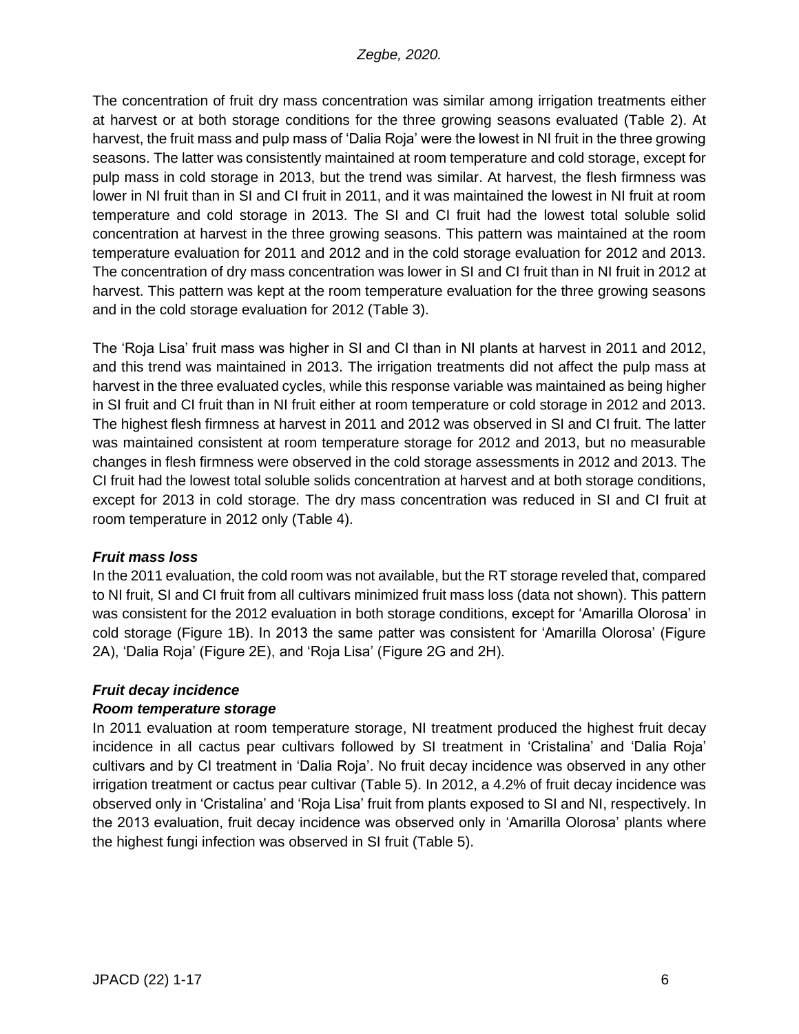The concentration of fruit dry mass concentration was similar among irrigation treatments either at harvest or at both storage conditions for the three growing seasons evaluated (Table 2). At harvest, the fruit mass and pulp mass of 'Dalia Roja' were the lowest in NI fruit in the three growing seasons. The latter was consistently maintained at room temperature and cold storage, except for pulp mass in cold storage in 2013, but the trend was similar. At harvest, the flesh firmness was lower in NI fruit than in SI and CI fruit in 2011, and it was maintained the lowest in NI fruit at room temperature and cold storage in 2013. The SI and CI fruit had the lowest total soluble solid concentration at harvest in the three growing seasons. This pattern was maintained at the room temperature evaluation for 2011 and 2012 and in the cold storage evaluation for 2012 and 2013. The concentration of dry mass concentration was lower in SI and CI fruit than in NI fruit in 2012 at harvest. This pattern was kept at the room temperature evaluation for the three growing seasons and in the cold storage evaluation for 2012 (Table 3).

The 'Roja Lisa' fruit mass was higher in SI and CI than in NI plants at harvest in 2011 and 2012, and this trend was maintained in 2013. The irrigation treatments did not affect the pulp mass at harvest in the three evaluated cycles, while this response variable was maintained as being higher in SI fruit and CI fruit than in NI fruit either at room temperature or cold storage in 2012 and 2013. The highest flesh firmness at harvest in 2011 and 2012 was observed in SI and CI fruit. The latter was maintained consistent at room temperature storage for 2012 and 2013, but no measurable changes in flesh firmness were observed in the cold storage assessments in 2012 and 2013. The CI fruit had the lowest total soluble solids concentration at harvest and at both storage conditions, except for 2013 in cold storage. The dry mass concentration was reduced in SI and CI fruit at room temperature in 2012 only (Table 4).

### *Fruit mass loss*

In the 2011 evaluation, the cold room was not available, but the RT storage reveled that, compared to NI fruit, SI and CI fruit from all cultivars minimized fruit mass loss (data not shown). This pattern was consistent for the 2012 evaluation in both storage conditions, except for 'Amarilla Olorosa' in cold storage (Figure 1B). In 2013 the same patter was consistent for 'Amarilla Olorosa' (Figure 2A), 'Dalia Roja' (Figure 2E), and 'Roja Lisa' (Figure 2G and 2H).

### *Fruit decay incidence*

#### *Room temperature storage*

In 2011 evaluation at room temperature storage, NI treatment produced the highest fruit decay incidence in all cactus pear cultivars followed by SI treatment in 'Cristalina' and 'Dalia Roja' cultivars and by CI treatment in 'Dalia Roja'. No fruit decay incidence was observed in any other irrigation treatment or cactus pear cultivar (Table 5). In 2012, a 4.2% of fruit decay incidence was observed only in 'Cristalina' and 'Roja Lisa' fruit from plants exposed to SI and NI, respectively. In the 2013 evaluation, fruit decay incidence was observed only in 'Amarilla Olorosa' plants where the highest fungi infection was observed in SI fruit (Table 5).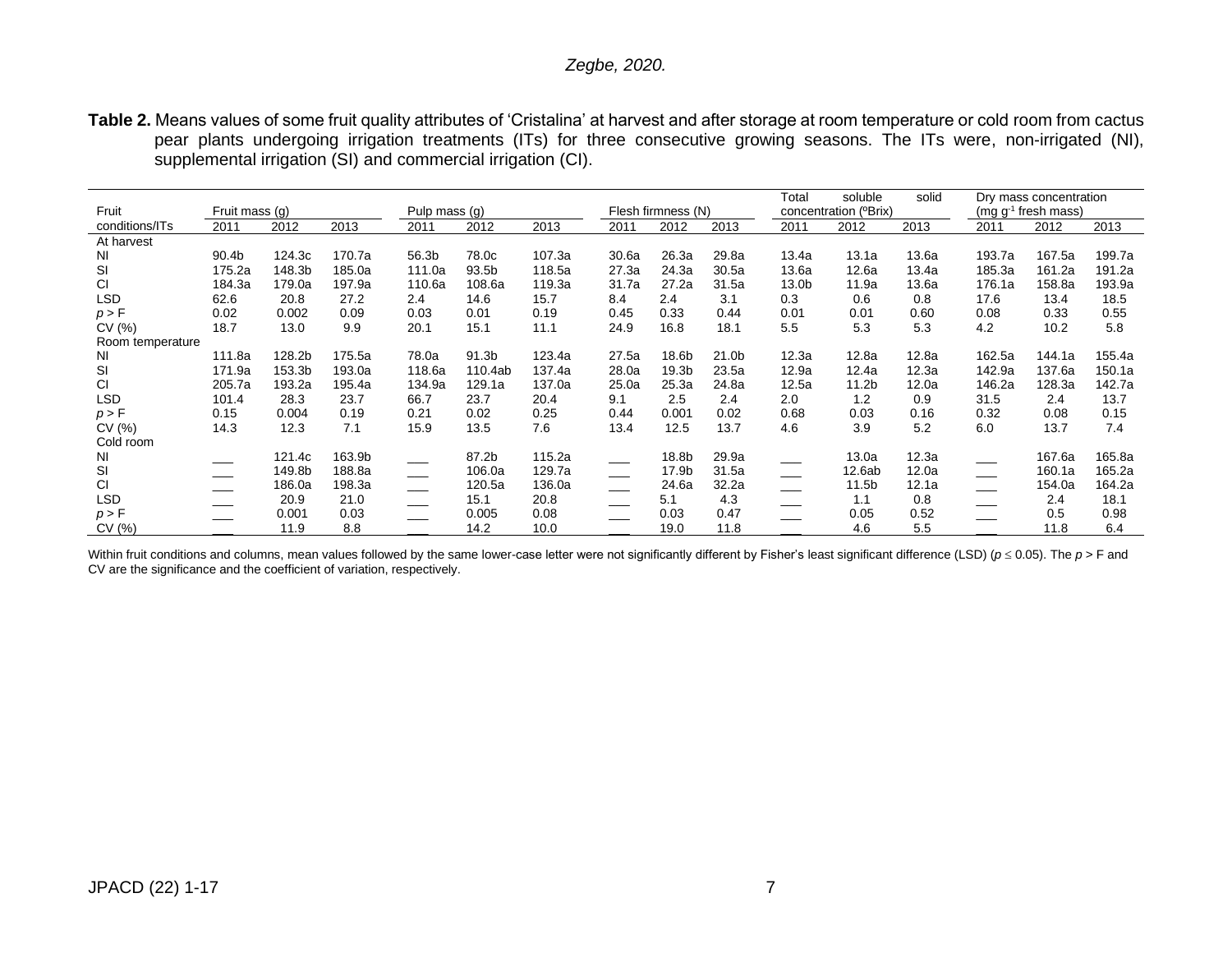**Table 2.** Means values of some fruit quality attributes of 'Cristalina' at harvest and after storage at room temperature or cold room from cactus pear plants undergoing irrigation treatments (ITs) for three consecutive growing seasons. The ITs were, non-irrigated (NI), supplemental irrigation (SI) and commercial irrigation (CI).

| Fruit conditions/ITs | Fruit mass (g) | | | Pulp mass (g) | | | Flesh firmness (N) | | | Total soluble solid concentration (ºBrix) | | | Dry mass concentration (mg $g^{-1}$ fresh mass) | | |
|---|---|---|---|---|---|---|---|---|---|---|---|---|---|---|---|
| | 2011 | 2012 | 2013 | 2011 | 2012 | 2013 | 2011 | 2012 | 2013 | 2011 | 2012 | 2013 | 2011 | 2012 | 2013 |
| At harvest | | | | | | | | | | | | | | | |
| NI | 90.4b | 124.3c | 170.7a | 56.3b | 78.0c | 107.3a | 30.6a | 26.3a | 29.8a | 13.4a | 13.1a | 13.6a | 193.7a | 167.5a | 199.7a |
| SI | 175.2a | 148.3b | 185.0a | 111.0a | 93.5b | 118.5a | 27.3a | 24.3a | 30.5a | 13.6a | 12.6a | 13.4a | 185.3a | 161.2a | 191.2a |
| CI | 184.3a | 179.0a | 197.9a | 110.6a | 108.6a | 119.3a | 31.7a | 27.2a | 31.5a | 13.0b | 11.9a | 13.6a | 176.1a | 158.8a | 193.9a |
| LSD | 62.6 | 20.8 | 27.2 | 2.4 | 14.6 | 15.7 | 8.4 | 2.4 | 3.1 | 0.3 | 0.6 | 0.8 | 17.6 | 13.4 | 18.5 |
| *p* > F | 0.02 | 0.002 | 0.09 | 0.03 | 0.01 | 0.19 | 0.45 | 0.33 | 0.44 | 0.01 | 0.01 | 0.60 | 0.08 | 0.33 | 0.55 |
| CV (%) | 18.7 | 13.0 | 9.9 | 20.1 | 15.1 | 11.1 | 24.9 | 16.8 | 18.1 | 5.5 | 5.3 | 5.3 | 4.2 | 10.2 | 5.8 |
| Room temperature | | | | | | | | | | | | | | | |
| NI | 111.8a | 128.2b | 175.5a | 78.0a | 91.3b | 123.4a | 27.5a | 18.6b | 21.0b | 12.3a | 12.8a | 12.8a | 162.5a | 144.1a | 155.4a |
| SI | 171.9a | 153.3b | 193.0a | 118.6a | 110.4ab | 137.4a | 28.0a | 19.3b | 23.5a | 12.9a | 12.4a | 12.3a | 142.9a | 137.6a | 150.1a |
| CI | 205.7a | 193.2a | 195.4a | 134.9a | 129.1a | 137.0a | 25.0a | 25.3a | 24.8a | 12.5a | 11.2b | 12.0a | 146.2a | 128.3a | 142.7a |
| LSD | 101.4 | 28.3 | 23.7 | 66.7 | 23.7 | 20.4 | 9.1 | 2.5 | 2.4 | 2.0 | 1.2 | 0.9 | 31.5 | 2.4 | 13.7 |
| *p* > F | 0.15 | 0.004 | 0.19 | 0.21 | 0.02 | 0.25 | 0.44 | 0.001 | 0.02 | 0.68 | 0.03 | 0.16 | 0.32 | 0.08 | 0.15 |
| CV (%) | 14.3 | 12.3 | 7.1 | 15.9 | 13.5 | 7.6 | 13.4 | 12.5 | 13.7 | 4.6 | 3.9 | 5.2 | 6.0 | 13.7 | 7.4 |
| Cold room | | | | | | | | | | | | | | | |
| NI | ___ | 121.4c | 163.9b | ___ | 87.2b | 115.2a | ___ | 18.8b | 29.9a | ___ | 13.0a | 12.3a | ___ | 167.6a | 165.8a |
| SI | ___ | 149.8b | 188.8a | ___ | 106.0a | 129.7a | ___ | 17.9b | 31.5a | ___ | 12.6ab | 12.0a | ___ | 160.1a | 165.2a |
| CI | ___ | 186.0a | 198.3a | ___ | 120.5a | 136.0a | ___ | 24.6a | 32.2a | ___ | 11.5b | 12.1a | ___ | 154.0a | 164.2a |
| LSD | ___ | 20.9 | 21.0 | ___ | 15.1 | 20.8 | ___ | 5.1 | 4.3 | ___ | 1.1 | 0.8 | ___ | 2.4 | 18.1 |
| *p* > F | ___ | 0.001 | 0.03 | ___ | 0.005 | 0.08 | ___ | 0.03 | 0.47 | ___ | 0.05 | 0.52 | ___ | 0.5 | 0.98 |
| CV (%) | ___ | 11.9 | 8.8 | ___ | 14.2 | 10.0 | ___ | 19.0 | 11.8 | ___ | 4.6 | 5.5 | ___ | 11.8 | 6.4 |

Within fruit conditions and columns, mean values followed by the same lower-case letter were not significantly different by Fisher's least significant difference (LSD) ($p \leq 0.05$). The *p* > F and CV are the significance and the coefficient of variation, respectively.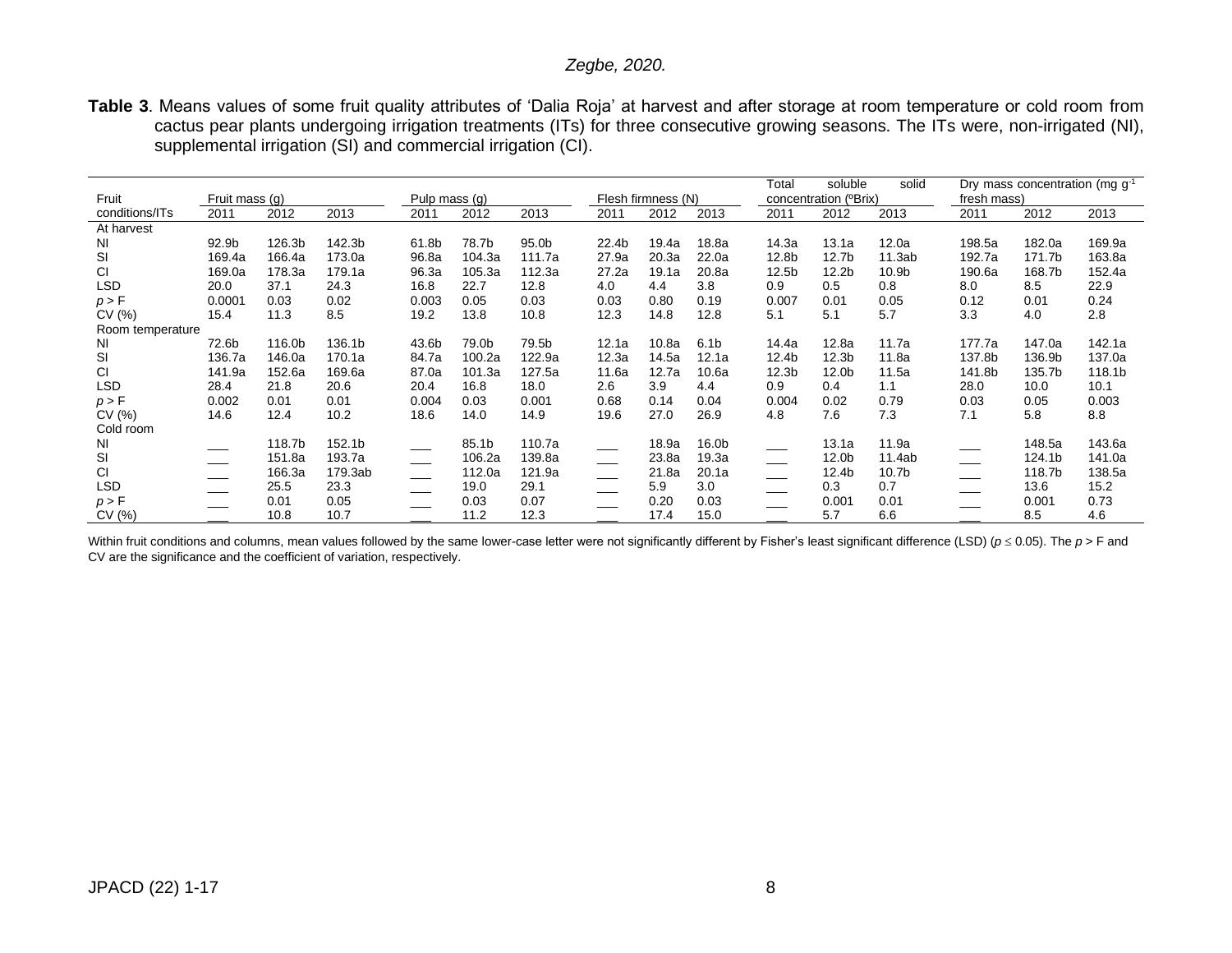**Table 3**. Means values of some fruit quality attributes of 'Dalia Roja' at harvest and after storage at room temperature or cold room from cactus pear plants undergoing irrigation treatments (ITs) for three consecutive growing seasons. The ITs were, non-irrigated (NI), supplemental irrigation (SI) and commercial irrigation (CI).

| Fruit conditions/ITs | Fruit mass (g) | | | Pulp mass (g) | | | Flesh firmness (N) | | | Total soluble solid concentration (ºBrix) | | | Dry mass concentration (mg $g^{-1}$ fresh mass) | | |
|---|---|---|---|---|---|---|---|---|---|---|---|---|---|---|---|
| | 2011 | 2012 | 2013 | 2011 | 2012 | 2013 | 2011 | 2012 | 2013 | 2011 | 2012 | 2013 | 2011 | 2012 | 2013 |
| At harvest | | | | | | | | | | | | | | | |
| NI | 92.9b | 126.3b | 142.3b | 61.8b | 78.7b | 95.0b | 22.4b | 19.4a | 18.8a | 14.3a | 13.1a | 12.0a | 198.5a | 182.0a | 169.9a |
| SI | 169.4a | 166.4a | 173.0a | 96.8a | 104.3a | 111.7a | 27.9a | 20.3a | 22.0a | 12.8b | 12.7b | 11.3ab | 192.7a | 171.7b | 163.8a |
| CI | 169.0a | 178.3a | 179.1a | 96.3a | 105.3a | 112.3a | 27.2a | 19.1a | 20.8a | 12.5b | 12.2b | 10.9b | 190.6a | 168.7b | 152.4a |
| LSD | 20.0 | 37.1 | 24.3 | 16.8 | 22.7 | 12.8 | 4.0 | 4.4 | 3.8 | 0.9 | 0.5 | 0.8 | 8.0 | 8.5 | 22.9 |
| *p* > F | 0.0001 | 0.03 | 0.02 | 0.003 | 0.05 | 0.03 | 0.03 | 0.80 | 0.19 | 0.007 | 0.01 | 0.05 | 0.12 | 0.01 | 0.24 |
| CV (%) | 15.4 | 11.3 | 8.5 | 19.2 | 13.8 | 10.8 | 12.3 | 14.8 | 12.8 | 5.1 | 5.1 | 5.7 | 3.3 | 4.0 | 2.8 |
| Room temperature | | | | | | | | | | | | | | | |
| NI | 72.6b | 116.0b | 136.1b | 43.6b | 79.0b | 79.5b | 12.1a | 10.8a | 6.1b | 14.4a | 12.8a | 11.7a | 177.7a | 147.0a | 142.1a |
| SI | 136.7a | 146.0a | 170.1a | 84.7a | 100.2a | 122.9a | 12.3a | 14.5a | 12.1a | 12.4b | 12.3b | 11.8a | 137.8b | 136.9b | 137.0a |
| CI | 141.9a | 152.6a | 169.6a | 87.0a | 101.3a | 127.5a | 11.6a | 12.7a | 10.6a | 12.3b | 12.0b | 11.5a | 141.8b | 135.7b | 118.1b |
| LSD | 28.4 | 21.8 | 20.6 | 20.4 | 16.8 | 18.0 | 2.6 | 3.9 | 4.4 | 0.9 | 0.4 | 1.1 | 28.0 | 10.0 | 10.1 |
| *p* > F | 0.002 | 0.01 | 0.01 | 0.004 | 0.03 | 0.001 | 0.68 | 0.14 | 0.04 | 0.004 | 0.02 | 0.79 | 0.03 | 0.05 | 0.003 |
| CV (%) | 14.6 | 12.4 | 10.2 | 18.6 | 14.0 | 14.9 | 19.6 | 27.0 | 26.9 | 4.8 | 7.6 | 7.3 | 7.1 | 5.8 | 8.8 |
| Cold room | | | | | | | | | | | | | | | |
| NI | ___ | 118.7b | 152.1b | ___ | 85.1b | 110.7a | ___ | 18.9a | 16.0b | ___ | 13.1a | 11.9a | ___ | 148.5a | 143.6a |
| SI | ___ | 151.8a | 193.7a | ___ | 106.2a | 139.8a | ___ | 23.8a | 19.3a | ___ | 12.0b | 11.4ab | ___ | 124.1b | 141.0a |
| CI | ___ | 166.3a | 179.3ab | ___ | 112.0a | 121.9a | ___ | 21.8a | 20.1a | ___ | 12.4b | 10.7b | ___ | 118.7b | 138.5a |
| LSD | ___ | 25.5 | 23.3 | ___ | 19.0 | 29.1 | ___ | 5.9 | 3.0 | ___ | 0.3 | 0.7 | ___ | 13.6 | 15.2 |
| *p* > F | ___ | 0.01 | 0.05 | ___ | 0.03 | 0.07 | ___ | 0.20 | 0.03 | ___ | 0.001 | 0.01 | ___ | 0.001 | 0.73 |
| CV (%) | ___ | 10.8 | 10.7 | ___ | 11.2 | 12.3 | ___ | 17.4 | 15.0 | ___ | 5.7 | 6.6 | ___ | 8.5 | 4.6 |

Within fruit conditions and columns, mean values followed by the same lower-case letter were not significantly different by Fisher's least significant difference (LSD) ($p \leq 0.05$). The *p* > F and CV are the significance and the coefficient of variation, respectively.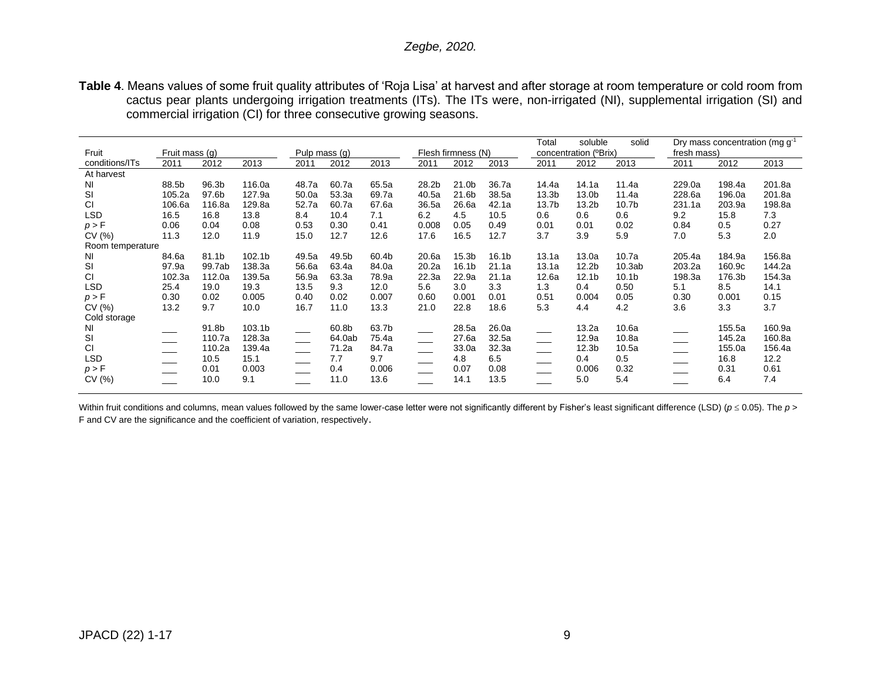**Table 4**. Means values of some fruit quality attributes of 'Roja Lisa' at harvest and after storage at room temperature or cold room from cactus pear plants undergoing irrigation treatments (ITs). The ITs were, non-irrigated (NI), supplemental irrigation (SI) and commercial irrigation (CI) for three consecutive growing seasons.

| Fruit conditions/ITs | Fruit mass (g) | | | Pulp mass (g) | | | Flesh firmness (N) | | | Total soluble solid concentration (ºBrix) | | | Dry mass concentration (mg $g^{-1}$ fresh mass) | | |
|---|---|---|---|---|---|---|---|---|---|---|---|---|---|---|---|
| | 2011 | 2012 | 2013 | 2011 | 2012 | 2013 | 2011 | 2012 | 2013 | 2011 | 2012 | 2013 | 2011 | 2012 | 2013 |
| At harvest | | | | | | | | | | | | | | | |
| NI | 88.5b | 96.3b | 116.0a | 48.7a | 60.7a | 65.5a | 28.2b | 21.0b | 36.7a | 14.4a | 14.1a | 11.4a | 229.0a | 198.4a | 201.8a |
| SI | 105.2a | 97.6b | 127.9a | 50.0a | 53.3a | 69.7a | 40.5a | 21.6b | 38.5a | 13.3b | 13.0b | 11.4a | 228.6a | 196.0a | 201.8a |
| CI | 106.6a | 116.8a | 129.8a | 52.7a | 60.7a | 67.6a | 36.5a | 26.6a | 42.1a | 13.7b | 13.2b | 10.7b | 231.1a | 203.9a | 198.8a |
| LSD | 16.5 | 16.8 | 13.8 | 8.4 | 10.4 | 7.1 | 6.2 | 4.5 | 10.5 | 0.6 | 0.6 | 0.6 | 9.2 | 15.8 | 7.3 |
| $p > F$ | 0.06 | 0.04 | 0.08 | 0.53 | 0.30 | 0.41 | 0.008 | 0.05 | 0.49 | 0.01 | 0.01 | 0.02 | 0.84 | 0.5 | 0.27 |
| CV (%) | 11.3 | 12.0 | 11.9 | 15.0 | 12.7 | 12.6 | 17.6 | 16.5 | 12.7 | 3.7 | 3.9 | 5.9 | 7.0 | 5.3 | 2.0 |
| Room temperature | | | | | | | | | | | | | | | |
| NI | 84.6a | 81.1b | 102.1b | 49.5a | 49.5b | 60.4b | 20.6a | 15.3b | 16.1b | 13.1a | 13.0a | 10.7a | 205.4a | 184.9a | 156.8a |
| SI | 97.9a | 99.7ab | 138.3a | 56.6a | 63.4a | 84.0a | 20.2a | 16.1b | 21.1a | 13.1a | 12.2b | 10.3ab | 203.2a | 160.9c | 144.2a |
| CI | 102.3a | 112.0a | 139.5a | 56.9a | 63.3a | 78.9a | 22.3a | 22.9a | 21.1a | 12.6a | 12.1b | 10.1b | 198.3a | 176.3b | 154.3a |
| LSD | 25.4 | 19.0 | 19.3 | 13.5 | 9.3 | 12.0 | 5.6 | 3.0 | 3.3 | 1.3 | 0.4 | 0.50 | 5.1 | 8.5 | 14.1 |
| $p > F$ | 0.30 | 0.02 | 0.005 | 0.40 | 0.02 | 0.007 | 0.60 | 0.001 | 0.01 | 0.51 | 0.004 | 0.05 | 0.30 | 0.001 | 0.15 |
| CV (%) | 13.2 | 9.7 | 10.0 | 16.7 | 11.0 | 13.3 | 21.0 | 22.8 | 18.6 | 5.3 | 4.4 | 4.2 | 3.6 | 3.3 | 3.7 |
| Cold storage | | | | | | | | | | | | | | | |
| NI | ___ | 91.8b | 103.1b | ___ | 60.8b | 63.7b | ___ | 28.5a | 26.0a | ___ | 13.2a | 10.6a | ___ | 155.5a | 160.9a |
| SI | ___ | 110.7a | 128.3a | ___ | 64.0ab | 75.4a | ___ | 27.6a | 32.5a | ___ | 12.9a | 10.8a | ___ | 145.2a | 160.8a |
| CI | ___ | 110.2a | 139.4a | ___ | 71.2a | 84.7a | ___ | 33.0a | 32.3a | ___ | 12.3b | 10.5a | ___ | 155.0a | 156.4a |
| LSD | ___ | 10.5 | 15.1 | ___ | 7.7 | 9.7 | ___ | 4.8 | 6.5 | ___ | 0.4 | 0.5 | ___ | 16.8 | 12.2 |
| $p > F$ | ___ | 0.01 | 0.003 | ___ | 0.4 | 0.006 | ___ | 0.07 | 0.08 | ___ | 0.006 | 0.32 | ___ | 0.31 | 0.61 |
| CV (%) | ___ | 10.0 | 9.1 | ___ | 11.0 | 13.6 | ___ | 14.1 | 13.5 | ___ | 5.0 | 5.4 | ___ | 6.4 | 7.4 |

Within fruit conditions and columns, mean values followed by the same lower-case letter were not significantly different by Fisher's least significant difference (LSD) ($p \leq 0.05$). The $p > F$ and CV are the significance and the coefficient of variation, respectively.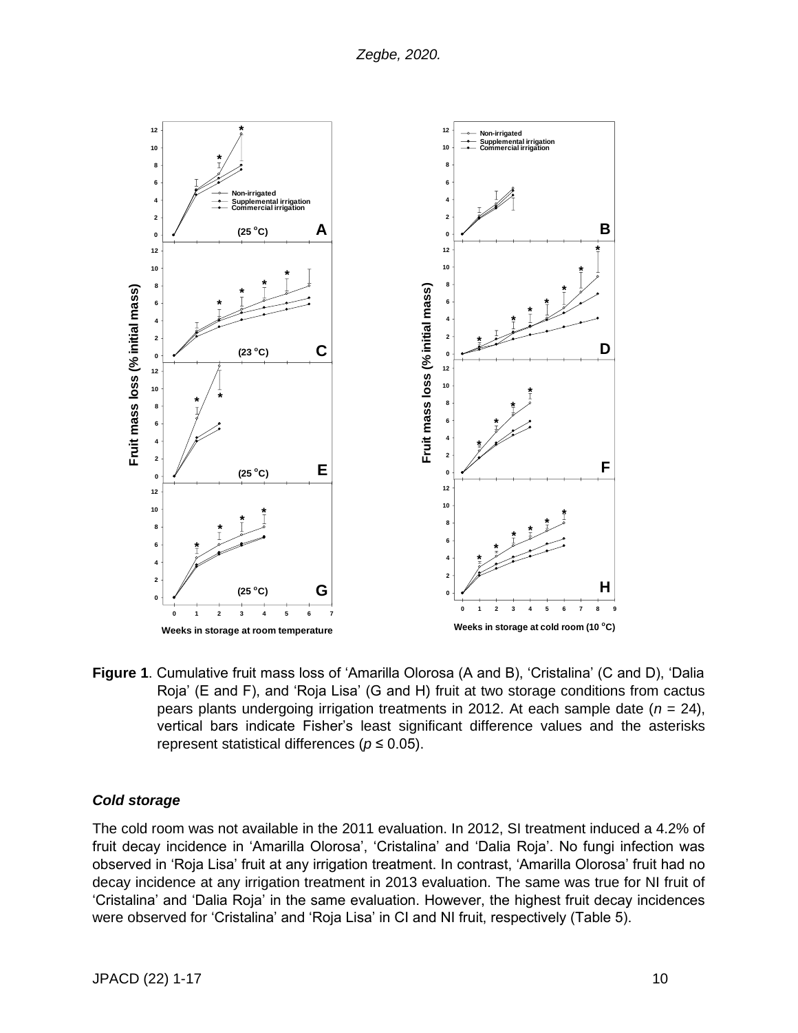12
10
8
6
4
2
0

Non-irrigated
Supplemental irrigation
Commercial irrigation

(25 °C)
A

B

Fruit mass loss (% initial mass)

(23 °C)
C

D

(25 °C)
E

F

(25 °C)
G

H

0 1 2 3 4 5 6 7

Weeks in storage at room temperature

0 1 2 3 4 5 6 7 8 9

Weeks in storage at cold room (10 °C)

**Figure 1**. Cumulative fruit mass loss of 'Amarilla Olorosa (A and B), 'Cristalina' (C and D), 'Dalia Roja' (E and F), and 'Roja Lisa' (G and H) fruit at two storage conditions from cactus pears plants undergoing irrigation treatments in 2012. At each sample date ($n$ = 24), vertical bars indicate Fisher's least significant difference values and the asterisks represent statistical differences ($p \leq 0.05$).

### *Cold storage*

The cold room was not available in the 2011 evaluation. In 2012, SI treatment induced a 4.2% of fruit decay incidence in 'Amarilla Olorosa', 'Cristalina' and 'Dalia Roja'. No fungi infection was observed in 'Roja Lisa' fruit at any irrigation treatment. In contrast, 'Amarilla Olorosa' fruit had no decay incidence at any irrigation treatment in 2013 evaluation. The same was true for NI fruit of 'Cristalina' and 'Dalia Roja' in the same evaluation. However, the highest fruit decay incidences were observed for 'Cristalina' and 'Roja Lisa' in CI and NI fruit, respectively (Table 5).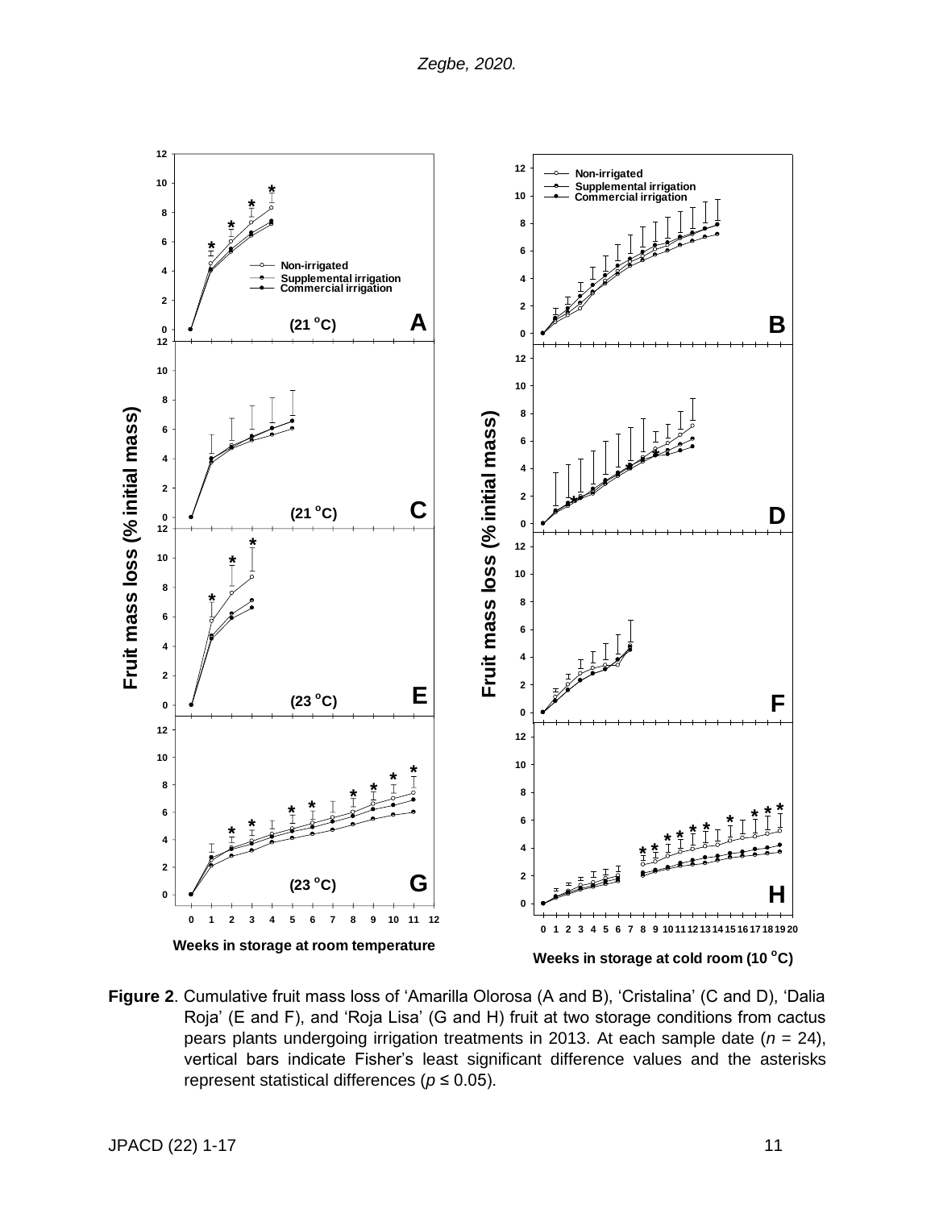12
10
8
6
4
2
0

Non-irrigated
Supplemental irrigation
Commercial irrigation

(21 °C) A

B

(21 °C) C

D

(23 °C) E

F

(23 °C) G

H

Fruit mass loss (% initial mass)

0 1 2 3 4 5 6 7 8 9 10 11 12

Weeks in storage at room temperature

0 1 2 3 4 5 6 7 8 9 10 11 12 13 14 15 16 17 18 19 20

Weeks in storage at cold room (10 °C)

**Figure 2**. Cumulative fruit mass loss of 'Amarilla Olorosa (A and B), 'Cristalina' (C and D), 'Dalia Roja' (E and F), and 'Roja Lisa' (G and H) fruit at two storage conditions from cactus pears plants undergoing irrigation treatments in 2013. At each sample date ($n$ = 24), vertical bars indicate Fisher's least significant difference values and the asterisks represent statistical differences ($p \leq 0.05$).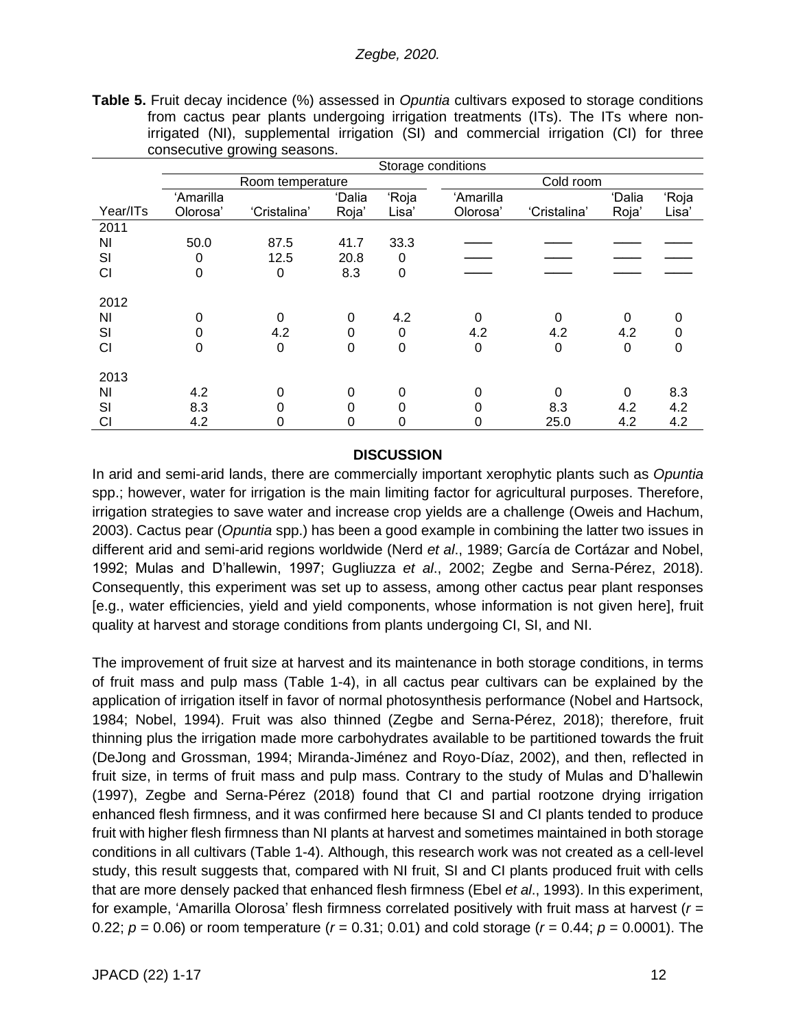**Table 5.** Fruit decay incidence (%) assessed in *Opuntia* cultivars exposed to storage conditions from cactus pear plants undergoing irrigation treatments (ITs). The ITs where non-irrigated (NI), supplemental irrigation (SI) and commercial irrigation (CI) for three consecutive growing seasons.

| | Storage conditions | | | | | | | |
|---|---|---|---|---|---|---|---|---|
| | Room temperature | | | | Cold room | | | |
| Year/ITs | 'Amarilla Olorosa' | 'Cristalina' | 'Dalia Roja' | 'Roja Lisa' | 'Amarilla Olorosa' | 'Cristalina' | 'Dalia Roja' | 'Roja Lisa' |
| 2011 | | | | | | | | |
| NI | 50.0 | 87.5 | 41.7 | 33.3 | —— | —— | —— | —— |
| SI | 0 | 12.5 | 20.8 | 0 | —— | —— | —— | —— |
| CI | 0 | 0 | 8.3 | 0 | —— | —— | —— | —— |
| 2012 | | | | | | | | |
| NI | 0 | 0 | 0 | 4.2 | 0 | 0 | 0 | 0 |
| SI | 0 | 4.2 | 0 | 0 | 4.2 | 4.2 | 4.2 | 0 |
| CI | 0 | 0 | 0 | 0 | 0 | 0 | 0 | 0 |
| 2013 | | | | | | | | |
| NI | 4.2 | 0 | 0 | 0 | 0 | 0 | 0 | 8.3 |
| SI | 8.3 | 0 | 0 | 0 | 0 | 8.3 | 4.2 | 4.2 |
| CI | 4.2 | 0 | 0 | 0 | 0 | 25.0 | 4.2 | 4.2 |

## DISCUSSION

In arid and semi-arid lands, there are commercially important xerophytic plants such as *Opuntia* spp.; however, water for irrigation is the main limiting factor for agricultural purposes. Therefore, irrigation strategies to save water and increase crop yields are a challenge (Oweis and Hachum, 2003). Cactus pear (*Opuntia* spp.) has been a good example in combining the latter two issues in different arid and semi-arid regions worldwide (Nerd *et al*., 1989; García de Cortázar and Nobel, 1992; Mulas and D'hallewin, 1997; Gugliuzza *et al*., 2002; Zegbe and Serna-Pérez, 2018). Consequently, this experiment was set up to assess, among other cactus pear plant responses [e.g., water efficiencies, yield and yield components, whose information is not given here], fruit quality at harvest and storage conditions from plants undergoing CI, SI, and NI.

The improvement of fruit size at harvest and its maintenance in both storage conditions, in terms of fruit mass and pulp mass (Table 1-4), in all cactus pear cultivars can be explained by the application of irrigation itself in favor of normal photosynthesis performance (Nobel and Hartsock, 1984; Nobel, 1994). Fruit was also thinned (Zegbe and Serna-Pérez, 2018); therefore, fruit thinning plus the irrigation made more carbohydrates available to be partitioned towards the fruit (DeJong and Grossman, 1994; Miranda-Jiménez and Royo-Díaz, 2002), and then, reflected in fruit size, in terms of fruit mass and pulp mass. Contrary to the study of Mulas and D'hallewin (1997), Zegbe and Serna-Pérez (2018) found that CI and partial rootzone drying irrigation enhanced flesh firmness, and it was confirmed here because SI and CI plants tended to produce fruit with higher flesh firmness than NI plants at harvest and sometimes maintained in both storage conditions in all cultivars (Table 1-4). Although, this research work was not created as a cell-level study, this result suggests that, compared with NI fruit, SI and CI plants produced fruit with cells that are more densely packed that enhanced flesh firmness (Ebel *et al*., 1993). In this experiment, for example, 'Amarilla Olorosa' flesh firmness correlated positively with fruit mass at harvest ($r$ = 0.22; $p$ = 0.06) or room temperature ($r$ = 0.31; 0.01) and cold storage ($r$ = 0.44; $p$ = 0.0001). The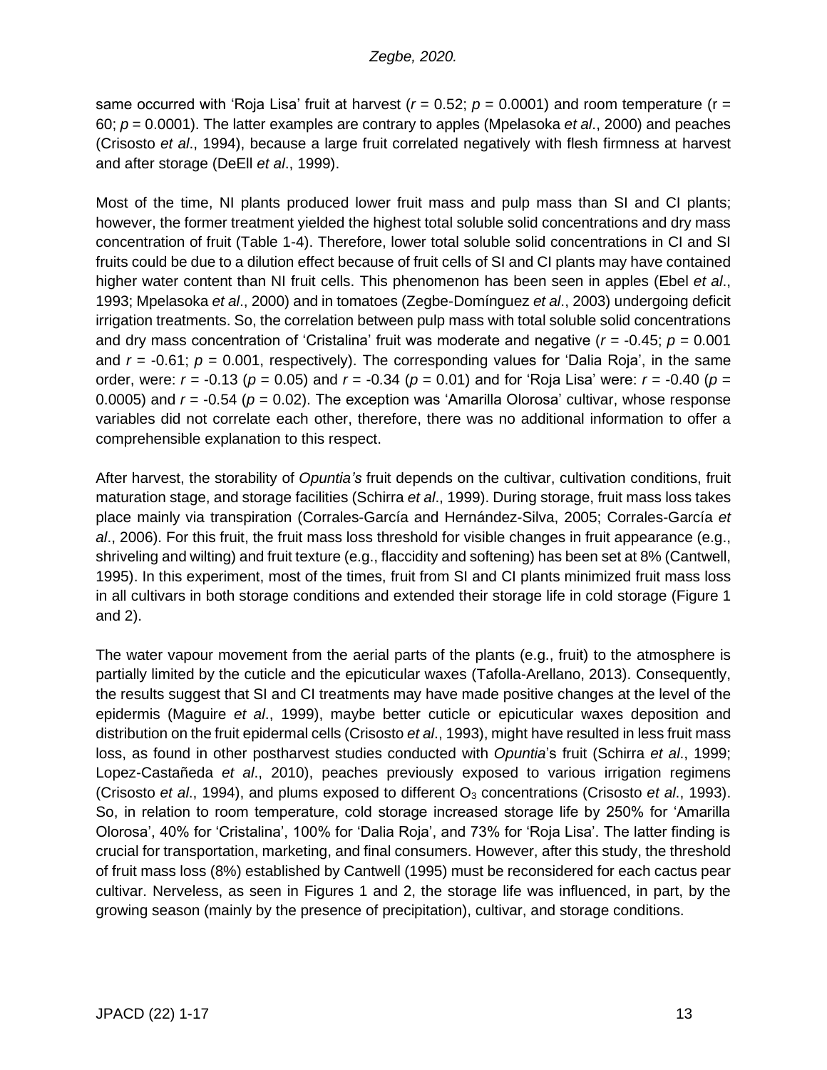same occurred with 'Roja Lisa' fruit at harvest ($r$ = 0.52; $p$ = 0.0001) and room temperature (r = 60; $p$ = 0.0001). The latter examples are contrary to apples (Mpelasoka *et al*., 2000) and peaches (Crisosto *et al*., 1994), because a large fruit correlated negatively with flesh firmness at harvest and after storage (DeEll *et al*., 1999).

Most of the time, NI plants produced lower fruit mass and pulp mass than SI and CI plants; however, the former treatment yielded the highest total soluble solid concentrations and dry mass concentration of fruit (Table 1-4). Therefore, lower total soluble solid concentrations in CI and SI fruits could be due to a dilution effect because of fruit cells of SI and CI plants may have contained higher water content than NI fruit cells. This phenomenon has been seen in apples (Ebel *et al*., 1993; Mpelasoka *et al*., 2000) and in tomatoes (Zegbe-Domínguez *et al*., 2003) undergoing deficit irrigation treatments. So, the correlation between pulp mass with total soluble solid concentrations and dry mass concentration of 'Cristalina' fruit was moderate and negative ($r$ = -0.45; $p$ = 0.001 and $r$ = -0.61; $p$ = 0.001, respectively). The corresponding values for 'Dalia Roja', in the same order, were: $r$ = -0.13 ($p$ = 0.05) and $r$ = -0.34 ($p$ = 0.01) and for 'Roja Lisa' were: $r$ = -0.40 ($p$ = 0.0005) and $r$ = -0.54 ($p$ = 0.02). The exception was 'Amarilla Olorosa' cultivar, whose response variables did not correlate each other, therefore, there was no additional information to offer a comprehensible explanation to this respect.

After harvest, the storability of *Opuntia's* fruit depends on the cultivar, cultivation conditions, fruit maturation stage, and storage facilities (Schirra *et al*., 1999). During storage, fruit mass loss takes place mainly via transpiration (Corrales-García and Hernández-Silva, 2005; Corrales-García *et al*., 2006). For this fruit, the fruit mass loss threshold for visible changes in fruit appearance (e.g., shriveling and wilting) and fruit texture (e.g., flaccidity and softening) has been set at 8% (Cantwell, 1995). In this experiment, most of the times, fruit from SI and CI plants minimized fruit mass loss in all cultivars in both storage conditions and extended their storage life in cold storage (Figure 1 and 2).

The water vapour movement from the aerial parts of the plants (e.g., fruit) to the atmosphere is partially limited by the cuticle and the epicuticular waxes (Tafolla-Arellano, 2013). Consequently, the results suggest that SI and CI treatments may have made positive changes at the level of the epidermis (Maguire *et al*., 1999), maybe better cuticle or epicuticular waxes deposition and distribution on the fruit epidermal cells (Crisosto *et al*., 1993), might have resulted in less fruit mass loss, as found in other postharvest studies conducted with *Opuntia*'s fruit (Schirra *et al*., 1999; Lopez-Castañeda *et al*., 2010), peaches previously exposed to various irrigation regimens (Crisosto *et al*., 1994), and plums exposed to different $O_3$ concentrations (Crisosto *et al*., 1993). So, in relation to room temperature, cold storage increased storage life by 250% for 'Amarilla Olorosa', 40% for 'Cristalina', 100% for 'Dalia Roja', and 73% for 'Roja Lisa'. The latter finding is crucial for transportation, marketing, and final consumers. However, after this study, the threshold of fruit mass loss (8%) established by Cantwell (1995) must be reconsidered for each cactus pear cultivar. Nerveless, as seen in Figures 1 and 2, the storage life was influenced, in part, by the growing season (mainly by the presence of precipitation), cultivar, and storage conditions.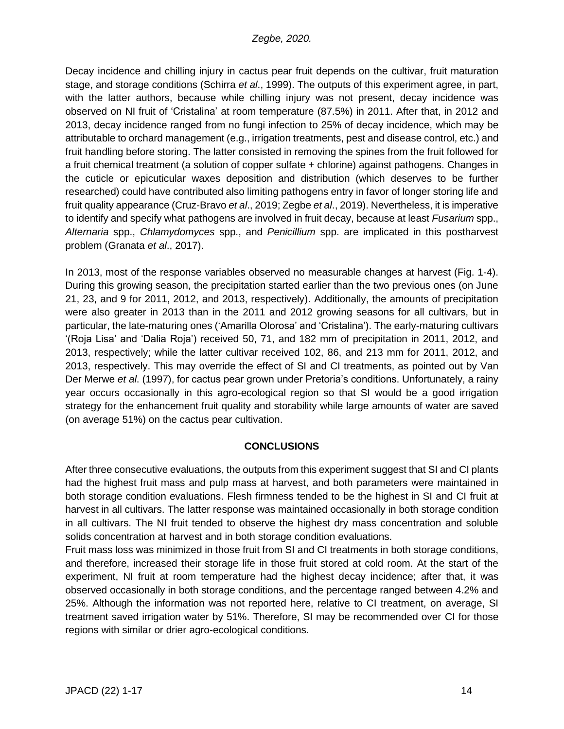Decay incidence and chilling injury in cactus pear fruit depends on the cultivar, fruit maturation stage, and storage conditions (Schirra *et al*., 1999). The outputs of this experiment agree, in part, with the latter authors, because while chilling injury was not present, decay incidence was observed on NI fruit of 'Cristalina' at room temperature (87.5%) in 2011. After that, in 2012 and 2013, decay incidence ranged from no fungi infection to 25% of decay incidence, which may be attributable to orchard management (e.g., irrigation treatments, pest and disease control, etc.) and fruit handling before storing. The latter consisted in removing the spines from the fruit followed for a fruit chemical treatment (a solution of copper sulfate + chlorine) against pathogens. Changes in the cuticle or epicuticular waxes deposition and distribution (which deserves to be further researched) could have contributed also limiting pathogens entry in favor of longer storing life and fruit quality appearance (Cruz-Bravo *et al*., 2019; Zegbe *et al*., 2019). Nevertheless, it is imperative to identify and specify what pathogens are involved in fruit decay, because at least *Fusarium* spp., *Alternaria* spp., *Chlamydomyces* spp., and *Penicillium* spp. are implicated in this postharvest problem (Granata *et al*., 2017).

In 2013, most of the response variables observed no measurable changes at harvest (Fig. 1-4). During this growing season, the precipitation started earlier than the two previous ones (on June 21, 23, and 9 for 2011, 2012, and 2013, respectively). Additionally, the amounts of precipitation were also greater in 2013 than in the 2011 and 2012 growing seasons for all cultivars, but in particular, the late-maturing ones ('Amarilla Olorosa' and 'Cristalina'). The early-maturing cultivars '(Roja Lisa' and 'Dalia Roja') received 50, 71, and 182 mm of precipitation in 2011, 2012, and 2013, respectively; while the latter cultivar received 102, 86, and 213 mm for 2011, 2012, and 2013, respectively. This may override the effect of SI and CI treatments, as pointed out by Van Der Merwe *et al*. (1997), for cactus pear grown under Pretoria's conditions. Unfortunately, a rainy year occurs occasionally in this agro-ecological region so that SI would be a good irrigation strategy for the enhancement fruit quality and storability while large amounts of water are saved (on average 51%) on the cactus pear cultivation.

## CONCLUSIONS

After three consecutive evaluations, the outputs from this experiment suggest that SI and CI plants had the highest fruit mass and pulp mass at harvest, and both parameters were maintained in both storage condition evaluations. Flesh firmness tended to be the highest in SI and CI fruit at harvest in all cultivars. The latter response was maintained occasionally in both storage condition in all cultivars. The NI fruit tended to observe the highest dry mass concentration and soluble solids concentration at harvest and in both storage condition evaluations.

Fruit mass loss was minimized in those fruit from SI and CI treatments in both storage conditions, and therefore, increased their storage life in those fruit stored at cold room. At the start of the experiment, NI fruit at room temperature had the highest decay incidence; after that, it was observed occasionally in both storage conditions, and the percentage ranged between 4.2% and 25%. Although the information was not reported here, relative to CI treatment, on average, SI treatment saved irrigation water by 51%. Therefore, SI may be recommended over CI for those regions with similar or drier agro-ecological conditions.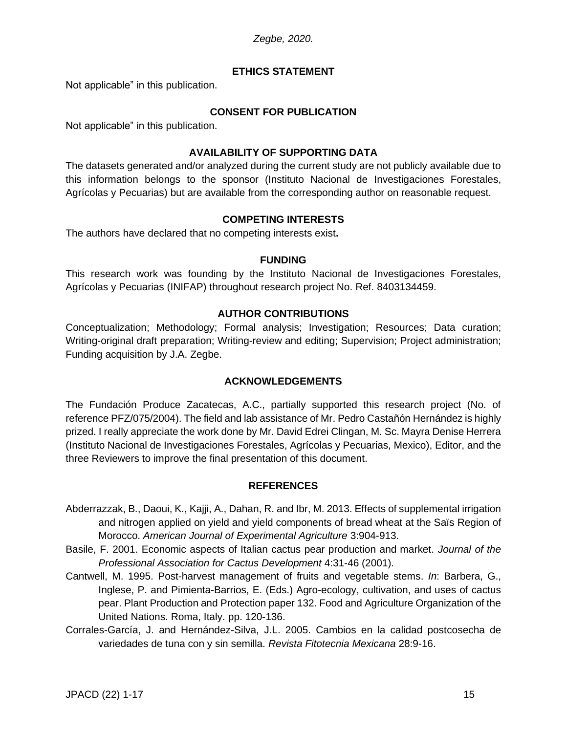## ETHICS STATEMENT

Not applicable" in this publication.

## CONSENT FOR PUBLICATION

Not applicable" in this publication.

## AVAILABILITY OF SUPPORTING DATA

The datasets generated and/or analyzed during the current study are not publicly available due to this information belongs to the sponsor (Instituto Nacional de Investigaciones Forestales, Agrícolas y Pecuarias) but are available from the corresponding author on reasonable request.

## COMPETING INTERESTS

The authors have declared that no competing interests exist**.**

## FUNDING

This research work was founding by the Instituto Nacional de Investigaciones Forestales, Agrícolas y Pecuarias (INIFAP) throughout research project No. Ref. 8403134459.

## AUTHOR CONTRIBUTIONS

Conceptualization; Methodology; Formal analysis; Investigation; Resources; Data curation; Writing-original draft preparation; Writing-review and editing; Supervision; Project administration; Funding acquisition by J.A. Zegbe.

## ACKNOWLEDGEMENTS

The Fundación Produce Zacatecas, A.C., partially supported this research project (No. of reference PFZ/075/2004). The field and lab assistance of Mr. Pedro Castañón Hernández is highly prized. I really appreciate the work done by Mr. David Edrei Clingan, M. Sc. Mayra Denise Herrera (Instituto Nacional de Investigaciones Forestales, Agrícolas y Pecuarias, Mexico), Editor, and the three Reviewers to improve the final presentation of this document.

## REFERENCES

Abderrazzak, B., Daoui, K., Kajji, A., Dahan, R. and Ibr, M. 2013. Effects of supplemental irrigation and nitrogen applied on yield and yield components of bread wheat at the Saïs Region of Morocco. *American Journal of Experimental Agriculture* 3:904-913.

Basile, F. 2001. Economic aspects of Italian cactus pear production and market. *Journal of the Professional Association for Cactus Development* 4:31-46 (2001).

Cantwell, M. 1995. Post-harvest management of fruits and vegetable stems. *In*: Barbera, G., Inglese, P. and Pimienta-Barrios, E. (Eds.) Agro-ecology, cultivation, and uses of cactus pear. Plant Production and Protection paper 132. Food and Agriculture Organization of the United Nations. Roma, Italy. pp. 120-136.

Corrales-García, J. and Hernández-Silva, J.L. 2005. Cambios en la calidad postcosecha de variedades de tuna con y sin semilla. *Revista Fitotecnia Mexicana* 28:9-16.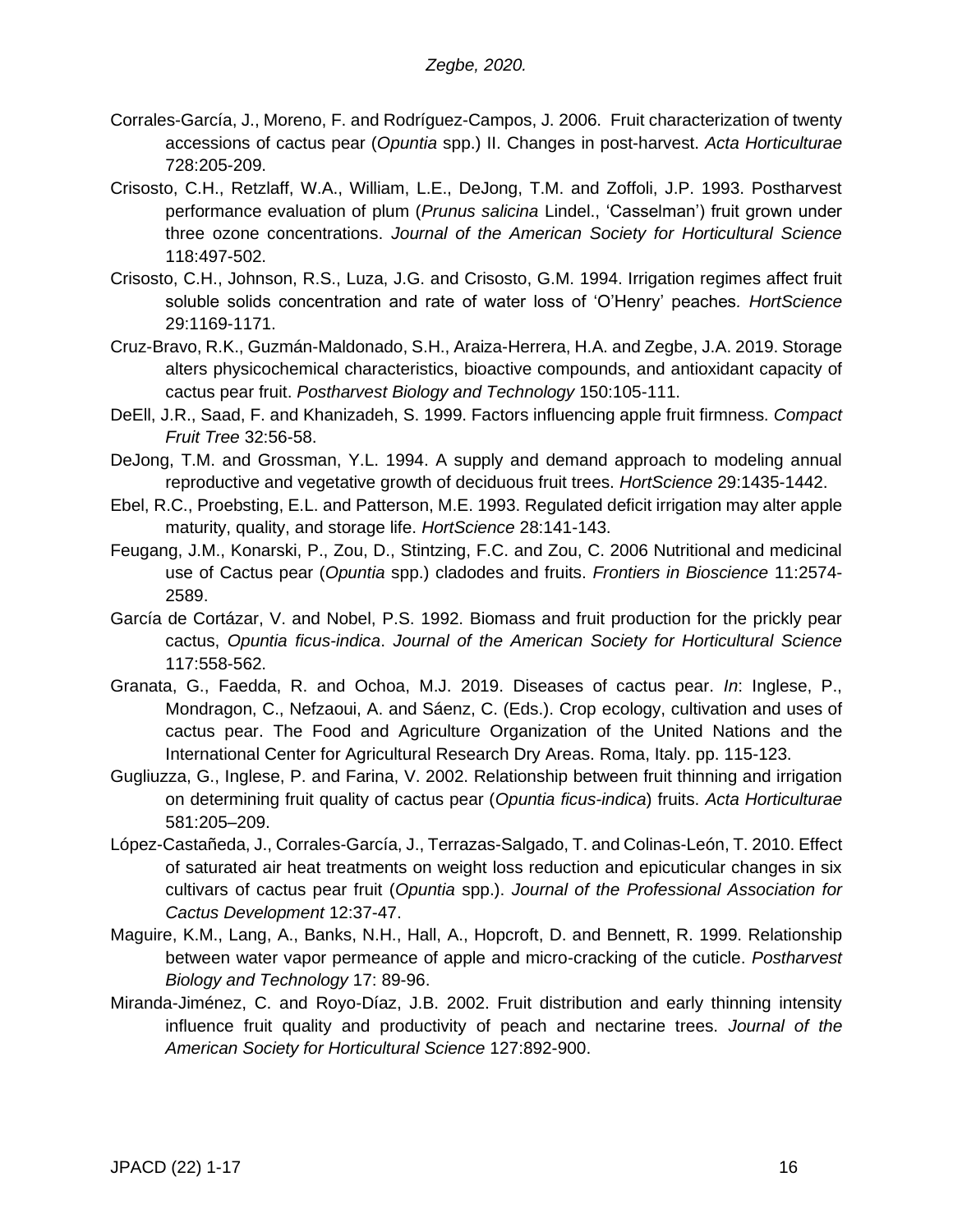Corrales-García, J., Moreno, F. and Rodríguez-Campos, J. 2006. Fruit characterization of twenty accessions of cactus pear (*Opuntia* spp.) II. Changes in post-harvest. *Acta Horticulturae* 728:205-209.

Crisosto, C.H., Retzlaff, W.A., William, L.E., DeJong, T.M. and Zoffoli, J.P. 1993. Postharvest performance evaluation of plum (*Prunus salicina* Lindel., 'Casselman') fruit grown under three ozone concentrations. *Journal of the American Society for Horticultural Science* 118:497-502.

Crisosto, C.H., Johnson, R.S., Luza, J.G. and Crisosto, G.M. 1994. Irrigation regimes affect fruit soluble solids concentration and rate of water loss of 'O'Henry' peaches. *HortScience* 29:1169-1171.

Cruz-Bravo, R.K., Guzmán-Maldonado, S.H., Araiza-Herrera, H.A. and Zegbe, J.A. 2019. Storage alters physicochemical characteristics, bioactive compounds, and antioxidant capacity of cactus pear fruit. *Postharvest Biology and Technology* 150:105-111.

DeEll, J.R., Saad, F. and Khanizadeh, S. 1999. Factors influencing apple fruit firmness. *Compact Fruit Tree* 32:56-58.

DeJong, T.M. and Grossman, Y.L. 1994. A supply and demand approach to modeling annual reproductive and vegetative growth of deciduous fruit trees. *HortScience* 29:1435-1442.

Ebel, R.C., Proebsting, E.L. and Patterson, M.E. 1993. Regulated deficit irrigation may alter apple maturity, quality, and storage life. *HortScience* 28:141-143.

Feugang, J.M., Konarski, P., Zou, D., Stintzing, F.C. and Zou, C. 2006 Nutritional and medicinal use of Cactus pear (*Opuntia* spp.) cladodes and fruits. *Frontiers in Bioscience* 11:2574-2589.

García de Cortázar, V. and Nobel, P.S. 1992. Biomass and fruit production for the prickly pear cactus, *Opuntia ficus-indica*. *Journal of the American Society for Horticultural Science* 117:558-562.

Granata, G., Faedda, R. and Ochoa, M.J. 2019. Diseases of cactus pear. *In*: Inglese, P., Mondragon, C., Nefzaoui, A. and Sáenz, C. (Eds.). Crop ecology, cultivation and uses of cactus pear. The Food and Agriculture Organization of the United Nations and the International Center for Agricultural Research Dry Areas. Roma, Italy. pp. 115-123.

Gugliuzza, G., Inglese, P. and Farina, V. 2002. Relationship between fruit thinning and irrigation on determining fruit quality of cactus pear (*Opuntia ficus-indica*) fruits. *Acta Horticulturae* 581:205–209.

López-Castañeda, J., Corrales-García, J., Terrazas-Salgado, T. and Colinas-León, T. 2010. Effect of saturated air heat treatments on weight loss reduction and epicuticular changes in six cultivars of cactus pear fruit (*Opuntia* spp.). *Journal of the Professional Association for Cactus Development* 12:37-47.

Maguire, K.M., Lang, A., Banks, N.H., Hall, A., Hopcroft, D. and Bennett, R. 1999. Relationship between water vapor permeance of apple and micro-cracking of the cuticle. *Postharvest Biology and Technology* 17: 89-96.

Miranda-Jiménez, C. and Royo-Díaz, J.B. 2002. Fruit distribution and early thinning intensity influence fruit quality and productivity of peach and nectarine trees. *Journal of the American Society for Horticultural Science* 127:892-900.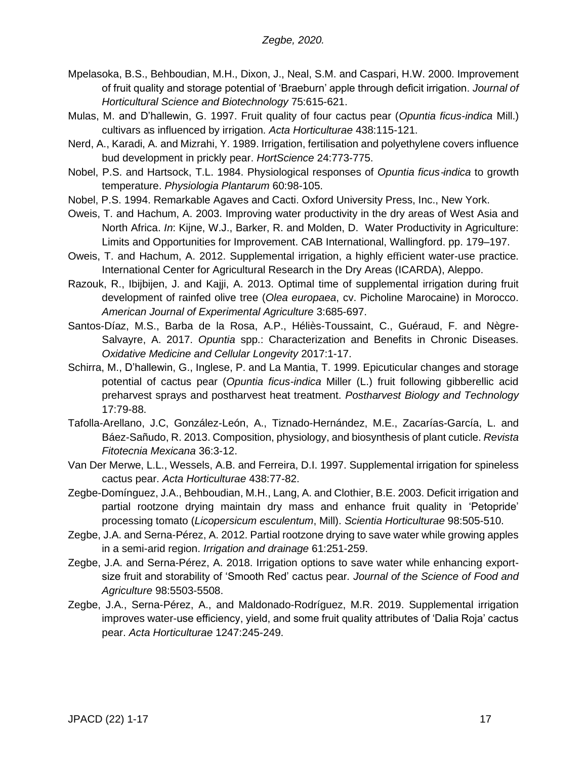Mpelasoka, B.S., Behboudian, M.H., Dixon, J., Neal, S.M. and Caspari, H.W. 2000. Improvement of fruit quality and storage potential of 'Braeburn' apple through deficit irrigation. *Journal of Horticultural Science and Biotechnology* 75:615-621.

Mulas, M. and D'hallewin, G. 1997. Fruit quality of four cactus pear (*Opuntia ficus-indica* Mill.) cultivars as influenced by irrigation. *Acta Horticulturae* 438:115-121.

Nerd, A., Karadi, A. and Mizrahi, Y. 1989. Irrigation, fertilisation and polyethylene covers influence bud development in prickly pear. *HortScience* 24:773-775.

Nobel, P.S. and Hartsock, T.L. 1984. Physiological responses of *Opuntia ficus-indica* to growth temperature. *Physiologia Plantarum* 60:98-105.

Nobel, P.S. 1994. Remarkable Agaves and Cacti. Oxford University Press, Inc., New York.

Oweis, T. and Hachum, A. 2003. Improving water productivity in the dry areas of West Asia and North Africa. *In*: Kijne, W.J., Barker, R. and Molden, D. Water Productivity in Agriculture: Limits and Opportunities for Improvement. CAB International, Wallingford. pp. 179–197.

Oweis, T. and Hachum, A. 2012. Supplemental irrigation, a highly efficient water-use practice. International Center for Agricultural Research in the Dry Areas (ICARDA), Aleppo.

Razouk, R., Ibijbijen, J. and Kajji, A. 2013. Optimal time of supplemental irrigation during fruit development of rainfed olive tree (*Olea europaea*, cv. Picholine Marocaine) in Morocco. *American Journal of Experimental Agriculture* 3:685-697.

Santos-Díaz, M.S., Barba de la Rosa, A.P., Héliès-Toussaint, C., Guéraud, F. and Nègre-Salvayre, A. 2017. *Opuntia* spp.: Characterization and Benefits in Chronic Diseases. *Oxidative Medicine and Cellular Longevity* 2017:1-17.

Schirra, M., D'hallewin, G., Inglese, P. and La Mantia, T. 1999. Epicuticular changes and storage potential of cactus pear (*Opuntia ficus-indica* Miller (L.) fruit following gibberellic acid preharvest sprays and postharvest heat treatment. *Postharvest Biology and Technology* 17:79-88.

Tafolla-Arellano, J.C, González-León, A., Tiznado-Hernández, M.E., Zacarías-García, L. and Báez-Sañudo, R. 2013. Composition, physiology, and biosynthesis of plant cuticle. *Revista Fitotecnia Mexicana* 36:3-12.

Van Der Merwe, L.L., Wessels, A.B. and Ferreira, D.I. 1997. Supplemental irrigation for spineless cactus pear. *Acta Horticulturae* 438:77-82.

Zegbe-Domínguez, J.A., Behboudian, M.H., Lang, A. and Clothier, B.E. 2003. Deficit irrigation and partial rootzone drying maintain dry mass and enhance fruit quality in 'Petopride' processing tomato (*Licopersicum esculentum*, Mill). *Scientia Horticulturae* 98:505-510.

Zegbe, J.A. and Serna-Pérez, A. 2012. Partial rootzone drying to save water while growing apples in a semi-arid region. *Irrigation and drainage* 61:251-259.

Zegbe, J.A. and Serna-Pérez, A. 2018. Irrigation options to save water while enhancing export-size fruit and storability of 'Smooth Red' cactus pear. *Journal of the Science of Food and Agriculture* 98:5503-5508.

Zegbe, J.A., Serna-Pérez, A., and Maldonado-Rodríguez, M.R. 2019. Supplemental irrigation improves water-use efficiency, yield, and some fruit quality attributes of 'Dalia Roja' cactus pear. *Acta Horticulturae* 1247:245-249.